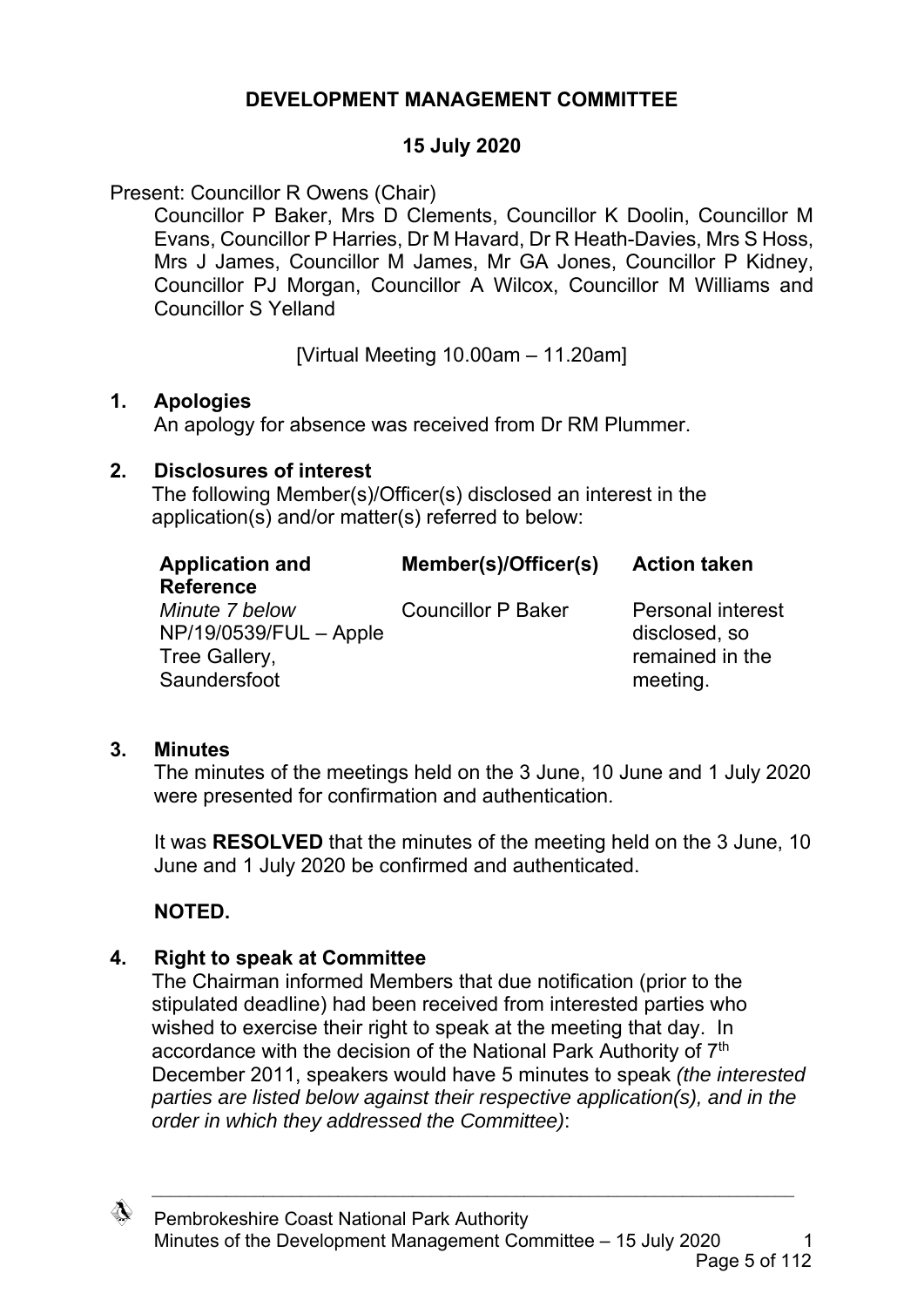**DEVELOPMENT MANAGEMENT COMMITTEE**

**15 July 2020**

Present: Councillor R Owens (Chair)

Councillor P Baker, Mrs D Clements, Councillor K Doolin, Councillor M Evans, Councillor P Harries, Dr M Havard, Dr R Heath-Davies, Mrs S Hoss, Mrs J James, Councillor M James, Mr GA Jones, Councillor P Kidney, Councillor PJ Morgan, Councillor A Wilcox, Councillor M Williams and Councillor S Yelland

[Virtual Meeting 10.00am – 11.20am]

## 1. Apologies

An apology for absence was received from Dr RM Plummer.

## 2. Disclosures of interest

The following Member(s)/Officer(s) disclosed an interest in the application(s) and/or matter(s) referred to below:

| Application and Reference | Member(s)/Officer(s) | Action taken |
|---|---|---|
| *Minute 7 below* NP/19/0539/FUL – Apple Tree Gallery, Saundersfoot | Councillor P Baker | Personal interest disclosed, so remained in the meeting. |

## 3. Minutes

The minutes of the meetings held on the 3 June, 10 June and 1 July 2020 were presented for confirmation and authentication.

It was **RESOLVED** that the minutes of the meeting held on the 3 June, 10 June and 1 July 2020 be confirmed and authenticated.

**NOTED.**

## 4. Right to speak at Committee

The Chairman informed Members that due notification (prior to the stipulated deadline) had been received from interested parties who wished to exercise their right to speak at the meeting that day. In accordance with the decision of the National Park Authority of 7th December 2011, speakers would have 5 minutes to speak *(the interested parties are listed below against their respective application(s), and in the order in which they addressed the Committee)*: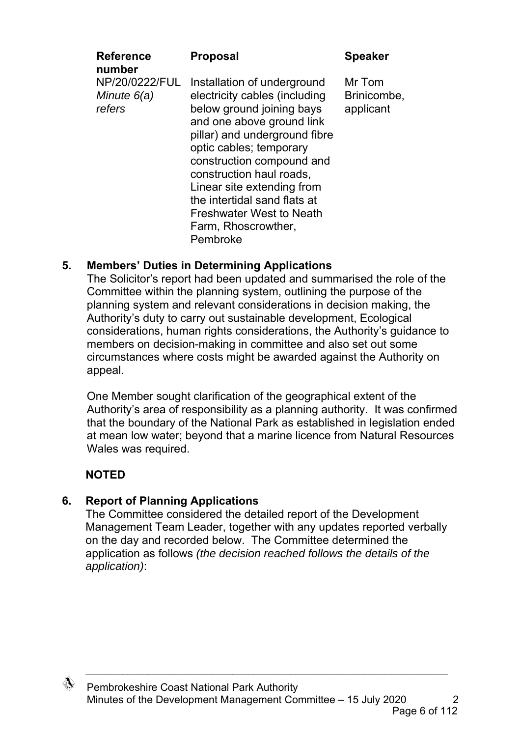| Reference number | Proposal | Speaker |
|---|---|---|
| NP/20/0222/FUL *Minute 6(a) refers* | Installation of underground electricity cables (including below ground joining bays and one above ground link pillar) and underground fibre optic cables; temporary construction compound and construction haul roads, Linear site extending from the intertidal sand flats at Freshwater West to Neath Farm, Rhoscrowther, Pembroke | Mr Tom Brinicombe, applicant |

## 5. Members' Duties in Determining Applications

The Solicitor's report had been updated and summarised the role of the Committee within the planning system, outlining the purpose of the planning system and relevant considerations in decision making, the Authority's duty to carry out sustainable development, Ecological considerations, human rights considerations, the Authority's guidance to members on decision-making in committee and also set out some circumstances where costs might be awarded against the Authority on appeal.

One Member sought clarification of the geographical extent of the Authority's area of responsibility as a planning authority. It was confirmed that the boundary of the National Park as established in legislation ended at mean low water; beyond that a marine licence from Natural Resources Wales was required.

**NOTED**

## 6. Report of Planning Applications

The Committee considered the detailed report of the Development Management Team Leader, together with any updates reported verbally on the day and recorded below. The Committee determined the application as follows *(the decision reached follows the details of the application)*: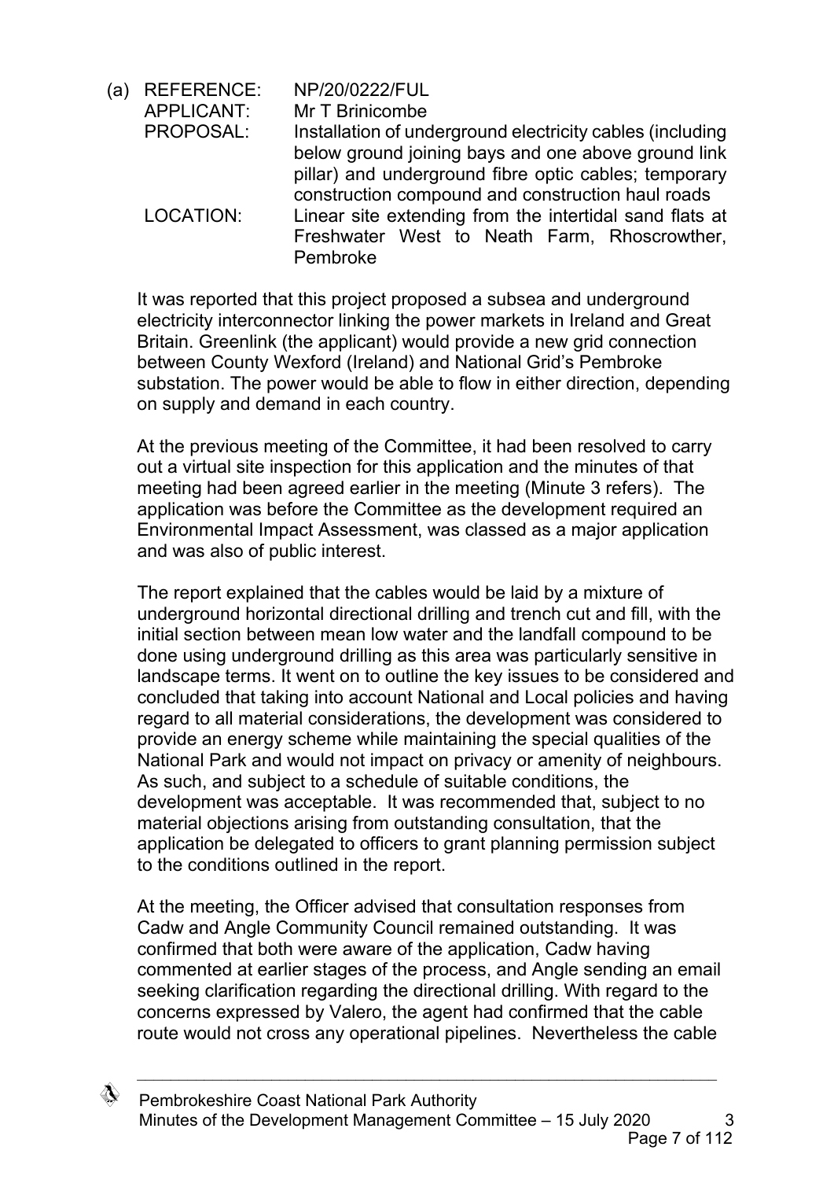(a) REFERENCE: NP/20/0222/FUL
APPLICANT: Mr T Brinicombe
PROPOSAL: Installation of underground electricity cables (including below ground joining bays and one above ground link pillar) and underground fibre optic cables; temporary construction compound and construction haul roads
LOCATION: Linear site extending from the intertidal sand flats at Freshwater West to Neath Farm, Rhoscrowther, Pembroke

It was reported that this project proposed a subsea and underground electricity interconnector linking the power markets in Ireland and Great Britain. Greenlink (the applicant) would provide a new grid connection between County Wexford (Ireland) and National Grid's Pembroke substation. The power would be able to flow in either direction, depending on supply and demand in each country.

At the previous meeting of the Committee, it had been resolved to carry out a virtual site inspection for this application and the minutes of that meeting had been agreed earlier in the meeting (Minute 3 refers). The application was before the Committee as the development required an Environmental Impact Assessment, was classed as a major application and was also of public interest.

The report explained that the cables would be laid by a mixture of underground horizontal directional drilling and trench cut and fill, with the initial section between mean low water and the landfall compound to be done using underground drilling as this area was particularly sensitive in landscape terms. It went on to outline the key issues to be considered and concluded that taking into account National and Local policies and having regard to all material considerations, the development was considered to provide an energy scheme while maintaining the special qualities of the National Park and would not impact on privacy or amenity of neighbours. As such, and subject to a schedule of suitable conditions, the development was acceptable. It was recommended that, subject to no material objections arising from outstanding consultation, that the application be delegated to officers to grant planning permission subject to the conditions outlined in the report.

At the meeting, the Officer advised that consultation responses from Cadw and Angle Community Council remained outstanding. It was confirmed that both were aware of the application, Cadw having commented at earlier stages of the process, and Angle sending an email seeking clarification regarding the directional drilling. With regard to the concerns expressed by Valero, the agent had confirmed that the cable route would not cross any operational pipelines. Nevertheless the cable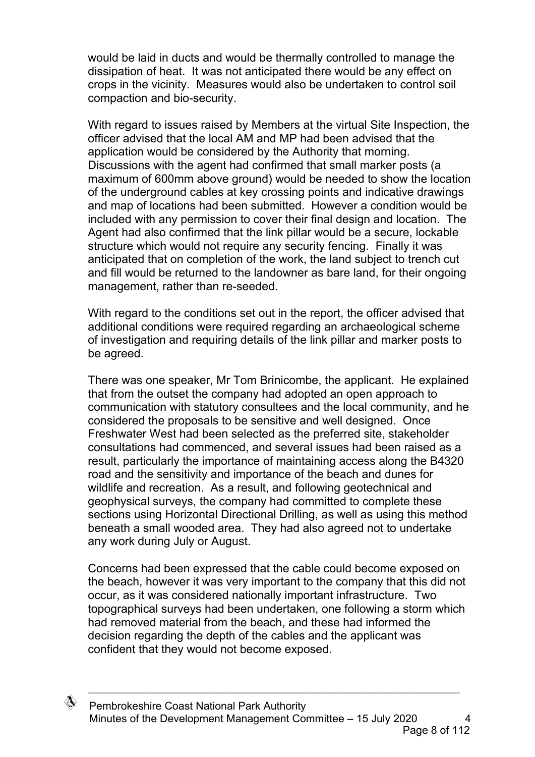would be laid in ducts and would be thermally controlled to manage the dissipation of heat. It was not anticipated there would be any effect on crops in the vicinity. Measures would also be undertaken to control soil compaction and bio-security.

With regard to issues raised by Members at the virtual Site Inspection, the officer advised that the local AM and MP had been advised that the application would be considered by the Authority that morning. Discussions with the agent had confirmed that small marker posts (a maximum of 600mm above ground) would be needed to show the location of the underground cables at key crossing points and indicative drawings and map of locations had been submitted. However a condition would be included with any permission to cover their final design and location. The Agent had also confirmed that the link pillar would be a secure, lockable structure which would not require any security fencing. Finally it was anticipated that on completion of the work, the land subject to trench cut and fill would be returned to the landowner as bare land, for their ongoing management, rather than re-seeded.

With regard to the conditions set out in the report, the officer advised that additional conditions were required regarding an archaeological scheme of investigation and requiring details of the link pillar and marker posts to be agreed.

There was one speaker, Mr Tom Brinicombe, the applicant. He explained that from the outset the company had adopted an open approach to communication with statutory consultees and the local community, and he considered the proposals to be sensitive and well designed. Once Freshwater West had been selected as the preferred site, stakeholder consultations had commenced, and several issues had been raised as a result, particularly the importance of maintaining access along the B4320 road and the sensitivity and importance of the beach and dunes for wildlife and recreation. As a result, and following geotechnical and geophysical surveys, the company had committed to complete these sections using Horizontal Directional Drilling, as well as using this method beneath a small wooded area. They had also agreed not to undertake any work during July or August.

Concerns had been expressed that the cable could become exposed on the beach, however it was very important to the company that this did not occur, as it was considered nationally important infrastructure. Two topographical surveys had been undertaken, one following a storm which had removed material from the beach, and these had informed the decision regarding the depth of the cables and the applicant was confident that they would not become exposed.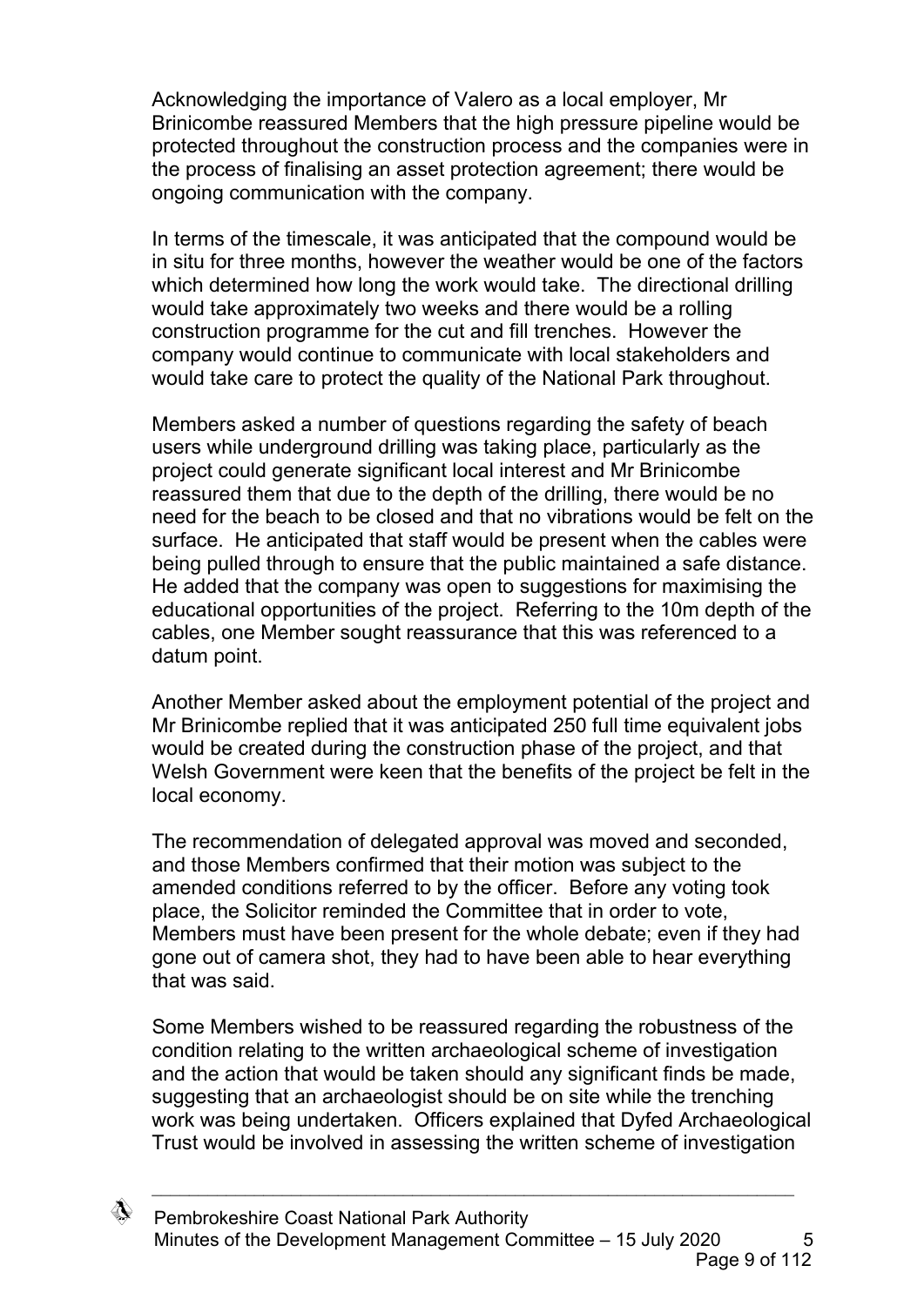Acknowledging the importance of Valero as a local employer, Mr Brinicombe reassured Members that the high pressure pipeline would be protected throughout the construction process and the companies were in the process of finalising an asset protection agreement; there would be ongoing communication with the company.

In terms of the timescale, it was anticipated that the compound would be in situ for three months, however the weather would be one of the factors which determined how long the work would take. The directional drilling would take approximately two weeks and there would be a rolling construction programme for the cut and fill trenches. However the company would continue to communicate with local stakeholders and would take care to protect the quality of the National Park throughout.

Members asked a number of questions regarding the safety of beach users while underground drilling was taking place, particularly as the project could generate significant local interest and Mr Brinicombe reassured them that due to the depth of the drilling, there would be no need for the beach to be closed and that no vibrations would be felt on the surface. He anticipated that staff would be present when the cables were being pulled through to ensure that the public maintained a safe distance. He added that the company was open to suggestions for maximising the educational opportunities of the project. Referring to the 10m depth of the cables, one Member sought reassurance that this was referenced to a datum point.

Another Member asked about the employment potential of the project and Mr Brinicombe replied that it was anticipated 250 full time equivalent jobs would be created during the construction phase of the project, and that Welsh Government were keen that the benefits of the project be felt in the local economy.

The recommendation of delegated approval was moved and seconded, and those Members confirmed that their motion was subject to the amended conditions referred to by the officer. Before any voting took place, the Solicitor reminded the Committee that in order to vote, Members must have been present for the whole debate; even if they had gone out of camera shot, they had to have been able to hear everything that was said.

Some Members wished to be reassured regarding the robustness of the condition relating to the written archaeological scheme of investigation and the action that would be taken should any significant finds be made, suggesting that an archaeologist should be on site while the trenching work was being undertaken. Officers explained that Dyfed Archaeological Trust would be involved in assessing the written scheme of investigation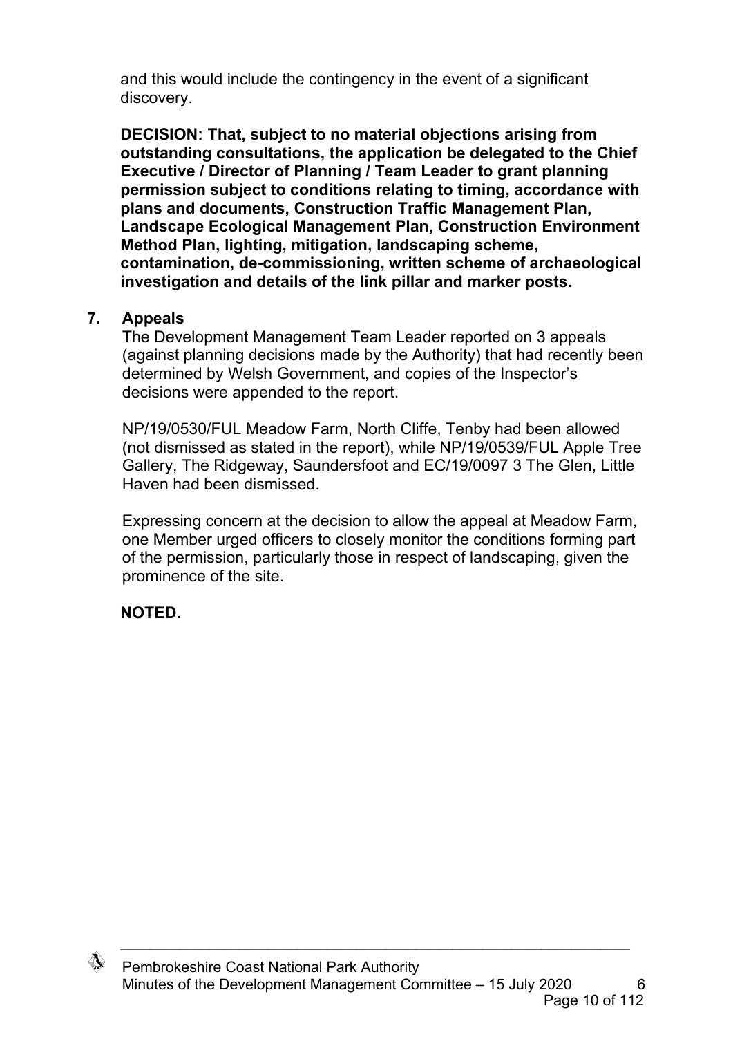and this would include the contingency in the event of a significant discovery.

**DECISION: That, subject to no material objections arising from outstanding consultations, the application be delegated to the Chief Executive / Director of Planning / Team Leader to grant planning permission subject to conditions relating to timing, accordance with plans and documents, Construction Traffic Management Plan, Landscape Ecological Management Plan, Construction Environment Method Plan, lighting, mitigation, landscaping scheme, contamination, de-commissioning, written scheme of archaeological investigation and details of the link pillar and marker posts.**

## 7. Appeals

The Development Management Team Leader reported on 3 appeals (against planning decisions made by the Authority) that had recently been determined by Welsh Government, and copies of the Inspector's decisions were appended to the report.

NP/19/0530/FUL Meadow Farm, North Cliffe, Tenby had been allowed (not dismissed as stated in the report), while NP/19/0539/FUL Apple Tree Gallery, The Ridgeway, Saundersfoot and EC/19/0097 3 The Glen, Little Haven had been dismissed.

Expressing concern at the decision to allow the appeal at Meadow Farm, one Member urged officers to closely monitor the conditions forming part of the permission, particularly those in respect of landscaping, given the prominence of the site.

**NOTED.**